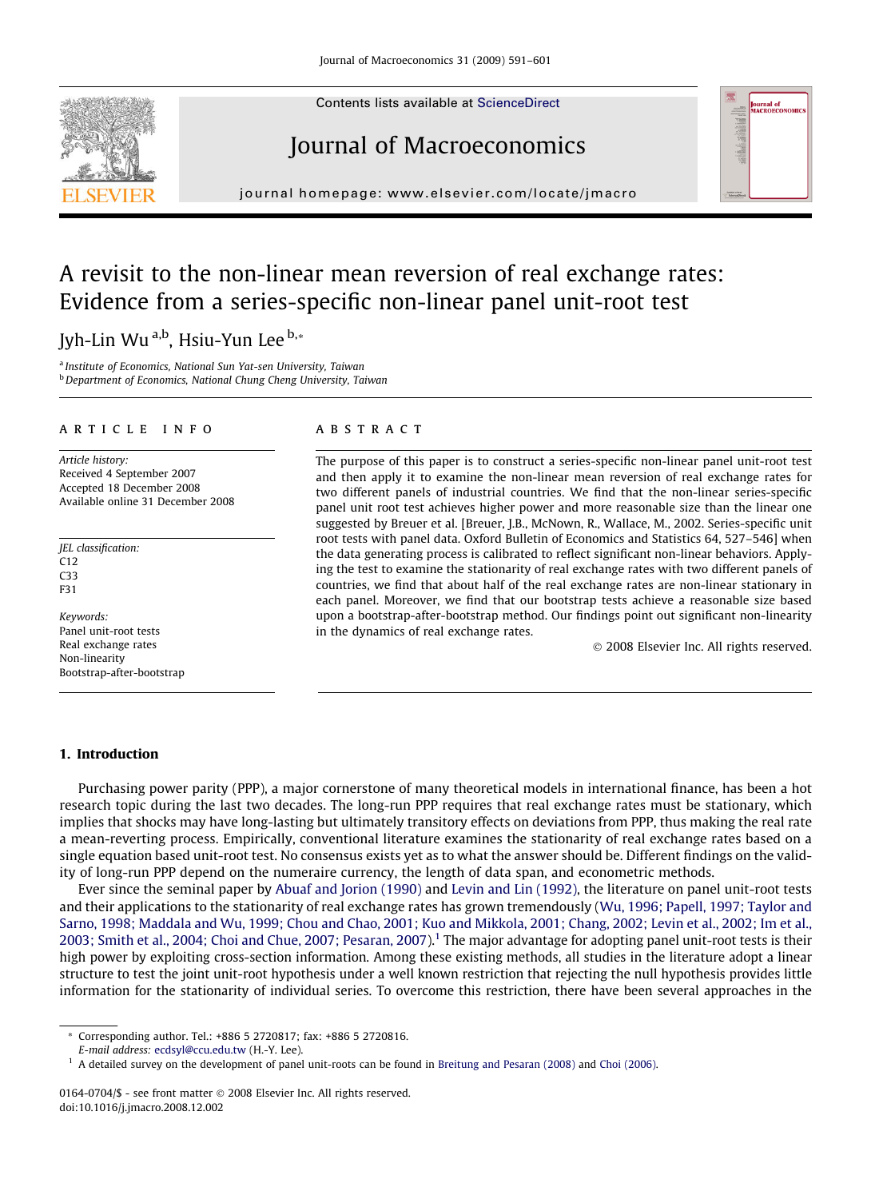Contents lists available at ScienceDirect

# Journal of Macroeconomics

journal homepage: www.elsevier.com/locate/jmacro

# A revisit to the non-linear mean reversion of real exchange rates: Evidence from a series-specific non-linear panel unit-root test

Jyh-Lin Wu[a,b], Hsiu-Yun Lee[b,*]

[a] Institute of Economics, National Sun Yat-sen University, Taiwan
[b] Department of Economics, National Chung Cheng University, Taiwan

## ARTICLE INFO

*Article history:*
Received 4 September 2007
Accepted 18 December 2008
Available online 31 December 2008

*JEL classification:*
C12
C33
F31

*Keywords:*
Panel unit-root tests
Real exchange rates
Non-linearity
Bootstrap-after-bootstrap

## ABSTRACT

The purpose of this paper is to construct a series-specific non-linear panel unit-root test and then apply it to examine the non-linear mean reversion of real exchange rates for two different panels of industrial countries. We find that the non-linear series-specific panel unit root test achieves higher power and more reasonable size than the linear one suggested by Breuer et al. [Breuer, J.B., McNown, R., Wallace, M., 2002. Series-specific unit root tests with panel data. Oxford Bulletin of Economics and Statistics 64, 527–546] when the data generating process is calibrated to reflect significant non-linear behaviors. Applying the test to examine the stationarity of real exchange rates with two different panels of countries, we find that about half of the real exchange rates are non-linear stationary in each panel. Moreover, we find that our bootstrap tests achieve a reasonable size based upon a bootstrap-after-bootstrap method. Our findings point out significant non-linearity in the dynamics of real exchange rates.

© 2008 Elsevier Inc. All rights reserved.

## 1. Introduction

Purchasing power parity (PPP), a major cornerstone of many theoretical models in international finance, has been a hot research topic during the last two decades. The long-run PPP requires that real exchange rates must be stationary, which implies that shocks may have long-lasting but ultimately transitory effects on deviations from PPP, thus making the real rate a mean-reverting process. Empirically, conventional literature examines the stationarity of real exchange rates based on a single equation based unit-root test. No consensus exists yet as to what the answer should be. Different findings on the validity of long-run PPP depend on the numeraire currency, the length of data span, and econometric methods.

Ever since the seminal paper by Abuaf and Jorion (1990) and Levin and Lin (1992), the literature on panel unit-root tests and their applications to the stationarity of real exchange rates has grown tremendously (Wu, 1996; Papell, 1997; Taylor and Sarno, 1998; Maddala and Wu, 1999; Chou and Chao, 2001; Kuo and Mikkola, 2001; Chang, 2002; Levin et al., 2002; Im et al., 2003; Smith et al., 2004; Choi and Chue, 2007; Pesaran, 2007).[1] The major advantage for adopting panel unit-root tests is their high power by exploiting cross-section information. Among these existing methods, all studies in the literature adopt a linear structure to test the joint unit-root hypothesis under a well known restriction that rejecting the null hypothesis provides little information for the stationarity of individual series. To overcome this restriction, there have been several approaches in the

* Corresponding author. Tel.: +886 5 2720817; fax: +886 5 2720816.
E-mail address: ecdsyl@ccu.edu.tw (H.-Y. Lee).

[1] A detailed survey on the development of panel unit-roots can be found in Breitung and Pesaran (2008) and Choi (2006).

0164-0704/$ - see front matter © 2008 Elsevier Inc. All rights reserved.
doi:10.1016/j.jmacro.2008.12.002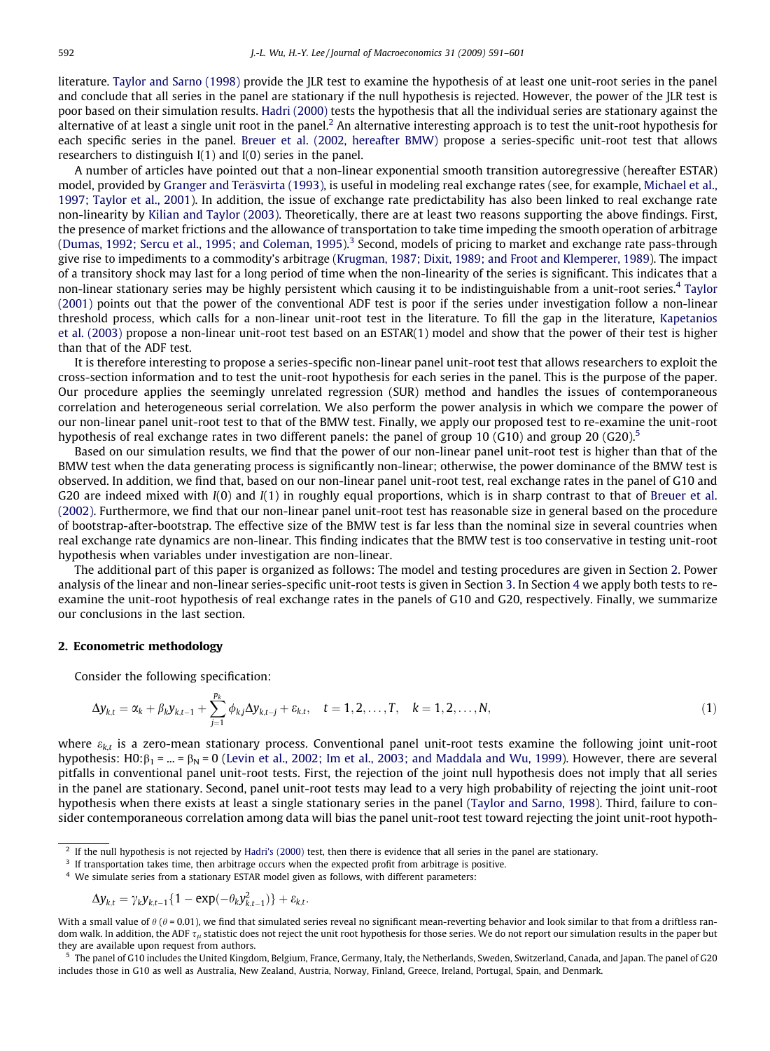literature. Taylor and Sarno (1998) provide the JLR test to examine the hypothesis of at least one unit-root series in the panel and conclude that all series in the panel are stationary if the null hypothesis is rejected. However, the power of the JLR test is poor based on their simulation results. Hadri (2000) tests the hypothesis that all the individual series are stationary against the alternative of at least a single unit root in the panel.[2] An alternative interesting approach is to test the unit-root hypothesis for each specific series in the panel. Breuer et al. (2002, hereafter BMW) propose a series-specific unit-root test that allows researchers to distinguish I(1) and I(0) series in the panel.

A number of articles have pointed out that a non-linear exponential smooth transition autoregressive (hereafter ESTAR) model, provided by Granger and Teräsvirta (1993), is useful in modeling real exchange rates (see, for example, Michael et al., 1997; Taylor et al., 2001). In addition, the issue of exchange rate predictability has also been linked to real exchange rate non-linearity by Kilian and Taylor (2003). Theoretically, there are at least two reasons supporting the above findings. First, the presence of market frictions and the allowance of transportation to take time impeding the smooth operation of arbitrage (Dumas, 1992; Sercu et al., 1995; and Coleman, 1995).[3] Second, models of pricing to market and exchange rate pass-through give rise to impediments to a commodity's arbitrage (Krugman, 1987; Dixit, 1989; and Froot and Klemperer, 1989). The impact of a transitory shock may last for a long period of time when the non-linearity of the series is significant. This indicates that a non-linear stationary series may be highly persistent which causing it to be indistinguishable from a unit-root series.[4] Taylor (2001) points out that the power of the conventional ADF test is poor if the series under investigation follow a non-linear threshold process, which calls for a non-linear unit-root test in the literature. To fill the gap in the literature, Kapetanios et al. (2003) propose a non-linear unit-root test based on an ESTAR(1) model and show that the power of their test is higher than that of the ADF test.

It is therefore interesting to propose a series-specific non-linear panel unit-root test that allows researchers to exploit the cross-section information and to test the unit-root hypothesis for each series in the panel. This is the purpose of the paper. Our procedure applies the seemingly unrelated regression (SUR) method and handles the issues of contemporaneous correlation and heterogeneous serial correlation. We also perform the power analysis in which we compare the power of our non-linear panel unit-root test to that of the BMW test. Finally, we apply our proposed test to re-examine the unit-root hypothesis of real exchange rates in two different panels: the panel of group 10 (G10) and group 20 (G20).[5]

Based on our simulation results, we find that the power of our non-linear panel unit-root test is higher than that of the BMW test when the data generating process is significantly non-linear; otherwise, the power dominance of the BMW test is observed. In addition, we find that, based on our non-linear panel unit-root test, real exchange rates in the panel of G10 and G20 are indeed mixed with $I(0)$ and $I(1)$ in roughly equal proportions, which is in sharp contrast to that of Breuer et al. (2002). Furthermore, we find that our non-linear panel unit-root test has reasonable size in general based on the procedure of bootstrap-after-bootstrap. The effective size of the BMW test is far less than the nominal size in several countries when real exchange rate dynamics are non-linear. This finding indicates that the BMW test is too conservative in testing unit-root hypothesis when variables under investigation are non-linear.

The additional part of this paper is organized as follows: The model and testing procedures are given in Section 2. Power analysis of the linear and non-linear series-specific unit-root tests is given in Section 3. In Section 4 we apply both tests to re-examine the unit-root hypothesis of real exchange rates in the panels of G10 and G20, respectively. Finally, we summarize our conclusions in the last section.

## 2. Econometric methodology

Consider the following specification:

$$\Delta y_{k,t} = \alpha_k + \beta_k y_{k,t-1} + \sum_{j=1}^{p_k} \phi_{kj} \Delta y_{k,t-j} + \varepsilon_{k,t}, \quad t = 1, 2, \ldots, T, \quad k = 1, 2, \ldots, N, \tag{1}$$

where $\varepsilon_{k,t}$ is a zero-mean stationary process. Conventional panel unit-root tests examine the following joint unit-root hypothesis: H0: $\beta_1 = \ldots = \beta_N = 0$ (Levin et al., 2002; Im et al., 2003; and Maddala and Wu, 1999). However, there are several pitfalls in conventional panel unit-root tests. First, the rejection of the joint null hypothesis does not imply that all series in the panel are stationary. Second, panel unit-root tests may lead to a very high probability of rejecting the joint unit-root hypothesis when there exists at least a single stationary series in the panel (Taylor and Sarno, 1998). Third, failure to consider contemporaneous correlation among data will bias the panel unit-root test toward rejecting the joint unit-root hypoth-

---

[2] If the null hypothesis is not rejected by Hadri's (2000) test, then there is evidence that all series in the panel are stationary.

[3] If transportation takes time, then arbitrage occurs when the expected profit from arbitrage is positive.

[4] We simulate series from a stationary ESTAR model given as follows, with different parameters:

$$\Delta y_{k,t} = \gamma_k y_{k,t-1}\{1 - \exp(-\theta_k y_{k,t-1}^2)\} + \varepsilon_{k,t}.$$

With a small value of $\theta$ ($\theta = 0.01$), we find that simulated series reveal no significant mean-reverting behavior and look similar to that from a driftless random walk. In addition, the ADF $\tau_\mu$ statistic does not reject the unit root hypothesis for those series. We do not report our simulation results in the paper but they are available upon request from authors.

[5] The panel of G10 includes the United Kingdom, Belgium, France, Germany, Italy, the Netherlands, Sweden, Switzerland, Canada, and Japan. The panel of G20 includes those in G10 as well as Australia, New Zealand, Austria, Norway, Finland, Greece, Ireland, Portugal, Spain, and Denmark.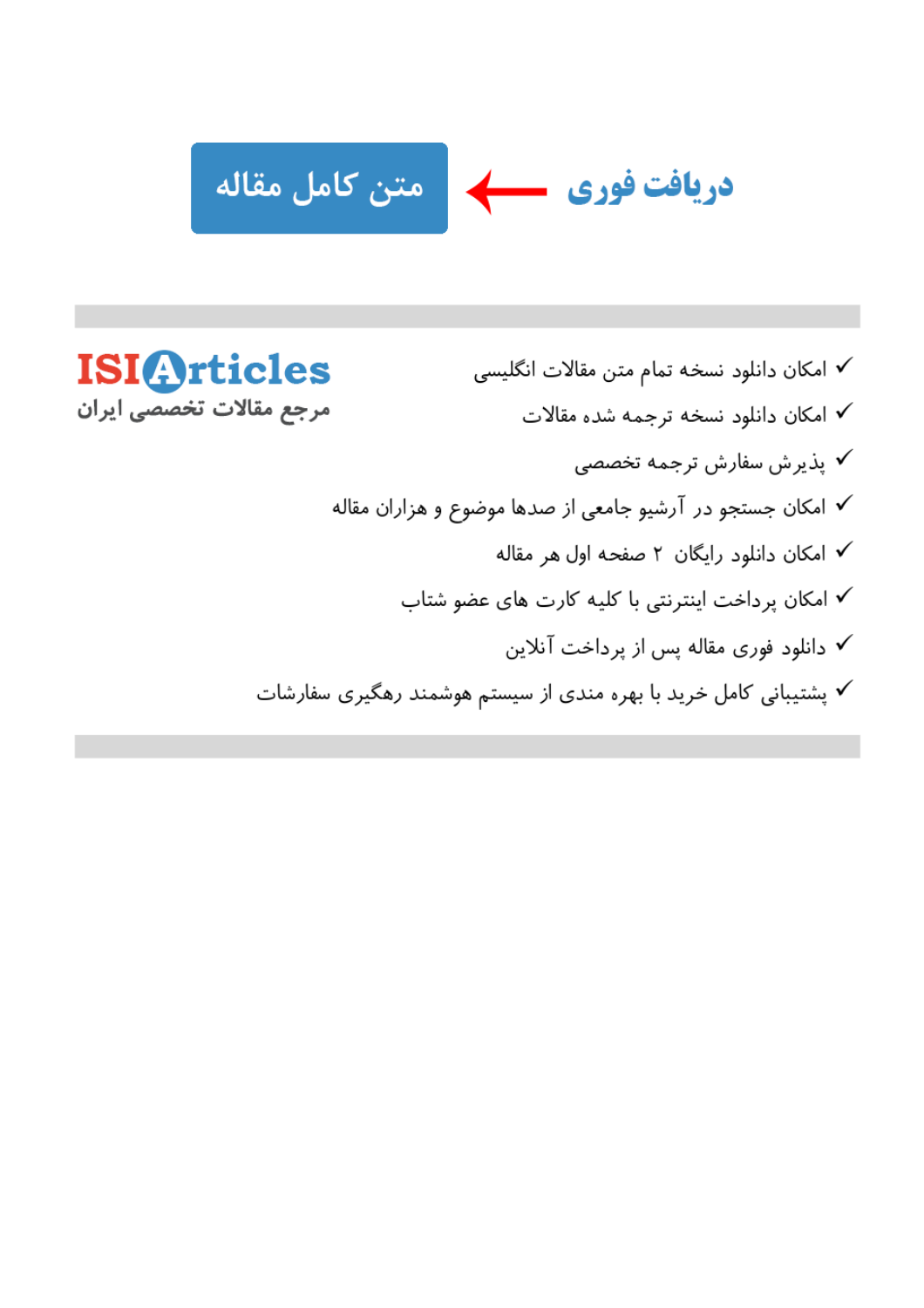دریافت فوری ← **متن کامل مقاله**

**ISIArticles**
مرجع مقالات تخصصی ایران

- ✓ امکان دانلود نسخه تمام متن مقالات انگلیسی
- ✓ امکان دانلود نسخه ترجمه شده مقالات
- ✓ پذیرش سفارش ترجمه تخصصی
- ✓ امکان جستجو در آرشیو جامعی از صدها موضوع و هزاران مقاله
- ✓ امکان دانلود رایگان ۲ صفحه اول هر مقاله
- ✓ امکان پرداخت اینترنتی با کلیه کارت های عضو شتاب
- ✓ دانلود فوری مقاله پس از پرداخت آنلاین
- ✓ پشتیبانی کامل خرید با بهره مندی از سیستم هوشمند رهگیری سفارشات